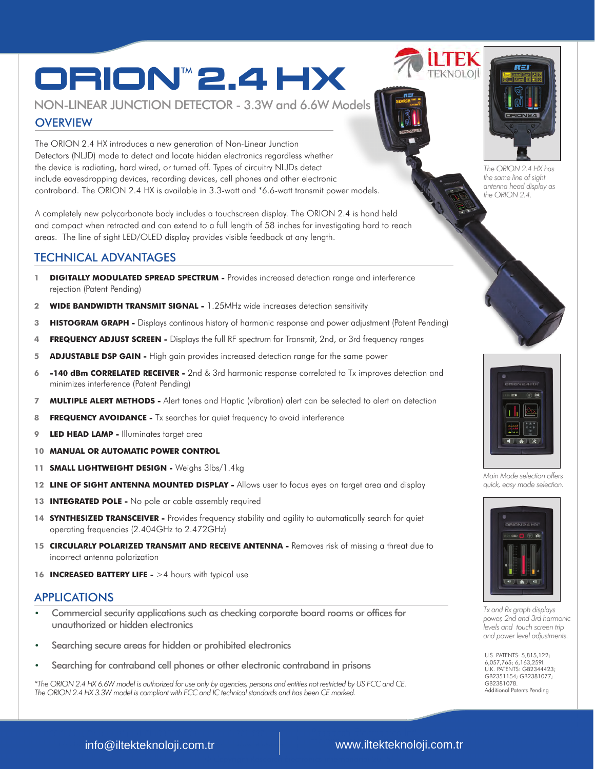# ORION™ 2.4 HX

## NON-LINEAR JUNCTION DETECTOR - 3.3W and 6.6W Models

## OVERVIEW

The ORION 2.4 HX introduces a new generation of Non-Linear Junction Detectors (NLJD) made to detect and locate hidden electronics regardless whether the device is radiating, hard wired, or turned off. Types of circuitry NLJDs detect include eavesdropping devices, recording devices, cell phones and other electronic contraband. The ORION 2.4 HX is available in 3.3-watt and *6.6-watt transmit power models.

A completely new polycarbonate body includes a touchscreen display. The ORION 2.4 is hand held and compact when retracted and can extend to a full length of 58 inches for investigating hard to reach areas. The line of sight LED/OLED display provides visible feedback at any length.

## TECHNICAL ADVANTAGES

1. **DIGITALLY MODULATED SPREAD SPECTRUM -** Provides increased detection range and interference rejection (Patent Pending)
2. **WIDE BANDWIDTH TRANSMIT SIGNAL -** 1.25MHz wide increases detection sensitivity
3. **HISTOGRAM GRAPH -** Displays continous history of harmonic response and power adjustment (Patent Pending)
4. **FREQUENCY ADJUST SCREEN -** Displays the full RF spectrum for Transmit, 2nd, or 3rd frequency ranges
5. **ADJUSTABLE DSP GAIN -** High gain provides increased detection range for the same power
6. **-140 dBm CORRELATED RECEIVER -** 2nd & 3rd harmonic response correlated to Tx improves detection and minimizes interference (Patent Pending)
7. **MULTIPLE ALERT METHODS -** Alert tones and Haptic (vibration) alert can be selected to alert on detection
8. **FREQUENCY AVOIDANCE -** Tx searches for quiet frequency to avoid interference
9. **LED HEAD LAMP -** Illuminates target area
10. **MANUAL OR AUTOMATIC POWER CONTROL**
11. **SMALL LIGHTWEIGHT DESIGN -** Weighs 3lbs/1.4kg
12. **LINE OF SIGHT ANTENNA MOUNTED DISPLAY -** Allows user to focus eyes on target area and display
13. **INTEGRATED POLE -** No pole or cable assembly required
14. **SYNTHESIZED TRANSCEIVER -** Provides frequency stability and agility to automatically search for quiet operating frequencies (2.404GHz to 2.472GHz)
15. **CIRCULARLY POLARIZED TRANSMIT AND RECEIVE ANTENNA -** Removes risk of missing a threat due to incorrect antenna polarization
16. **INCREASED BATTERY LIFE -** >4 hours with typical use

## APPLICATIONS

- Commercial security applications such as checking corporate board rooms or offices for unauthorized or hidden electronics
- Searching secure areas for hidden or prohibited electronics
- Searching for contraband cell phones or other electronic contraband in prisons

*\*The ORION 2.4 HX 6.6W model is authorized for use only by agencies, persons and entities not restricted by US FCC and CE. The ORION 2.4 HX 3.3W model is compliant with FCC and IC technical standards and has been CE marked.*

*The ORION 2.4 HX has the same line of sight antenna head display as the ORION 2.4.*

*Main Mode selection offers quick, easy mode selection.*

*Tx and Rx graph displays power, 2nd and 3rd harmonic levels and touch screen trip and power level adjustments.*

U.S. PATENTS: 5,815,122; 6,057,765; 6,163,259l.
U.K. PATENTS: GB2344423; GB2351154; GB2381077; GB2381078.
Additional Patents Pending

info@iltekteknoloji.com.tr | www.iltekteknoloji.com.tr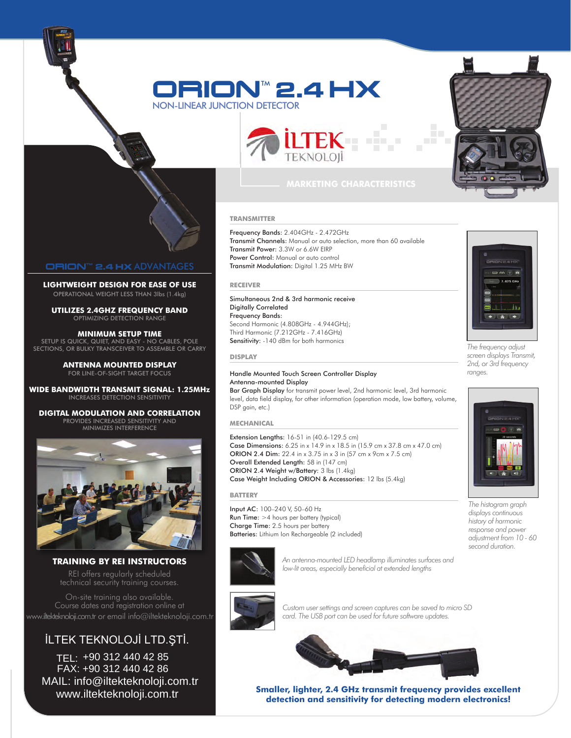# ORION™ 2.4 HX

NON-LINEAR JUNCTION DETECTOR

İLTEK TEKNOLOJİ

## ORION™ 2.4 HX ADVANTAGES

**LIGHTWEIGHT DESIGN FOR EASE OF USE**
OPERATIONAL WEIGHT LESS THAN 3lbs (1.4kg)

**UTILIZES 2.4GHZ FREQUENCY BAND**
OPTIMIZING DETECTION RANGE

**MINIMUM SETUP TIME**
SETUP IS QUICK, QUIET, AND EASY - NO CABLES, POLE SECTIONS, OR BULKY TRANSCEIVER TO ASSEMBLE OR CARRY

**ANTENNA MOUNTED DISPLAY**
FOR LINE-OF-SIGHT TARGET FOCUS

**WIDE BANDWIDTH TRANSMIT SIGNAL: 1.25MHz**
INCREASES DETECTION SENSITIVITY

**DIGITAL MODULATION AND CORRELATION**
PROVIDES INCREASED SENSITIVITY AND MINIMIZES INTERFERENCE

**TRAINING BY REI INSTRUCTORS**

REI offers regularly scheduled technical security training courses.

On-site training also available. Course dates and registration online at www.iltekteknoloji.com.tr or email info@iltekteknoloji.com.tr

İLTEK TEKNOLOJİ LTD.ŞTİ.

TEL: +90 312 440 42 85
FAX: +90 312 440 42 86
MAIL: info@iltekteknoloji.com.tr
www.iltekteknoloji.com.tr

## MARKETING CHARACTERISTICS

### TRANSMITTER

**Frequency Bands:** 2.404GHz - 2.472GHz
**Transmit Channels:** Manual or auto selection, more than 60 available
**Transmit Power:** 3.3W or 6.6W EIRP
**Power Control:** Manual or auto control
**Transmit Modulation:** Digital 1.25 MHz BW

### RECEIVER

**Simultaneous 2nd & 3rd harmonic receive**
**Digitally Correlated**
**Frequency Bands:**
Second Harmonic (4.808GHz - 4.944GHz);
Third Harmonic (7.212GHz - 7.416GHz)
**Sensitivity:** -140 dBm for both harmonics

### DISPLAY

**Handle Mounted Touch Screen Controller Display**
**Antenna-mounted Display**
**Bar Graph Display** for transmit power level, 2nd harmonic level, 3rd harmonic level, data field display, for other information (operation mode, low battery, volume, DSP gain, etc.)

### MECHANICAL

**Extension Lengths:** 16-51 in (40.6-129.5 cm)
**Case Dimensions:** 6.25 in x 14.9 in x 18.5 in (15.9 cm x 37.8 cm x 47.0 cm)
**ORION 2.4 Dim:** 22.4 in x 3.75 in x 3 in (57 cm x 9cm x 7.5 cm)
**Overall Extended Length:** 58 in (147 cm)
**ORION 2.4 Weight w/Battery:** 3 lbs (1.4kg)
**Case Weight Including ORION & Accessories:** 12 lbs (5.4kg)

### BATTERY

**Input AC:** 100–240 V, 50–60 Hz
**Run Time:** >4 hours per battery (typical)
**Charge Time:** 2.5 hours per battery
**Batteries:** Lithium Ion Rechargeable (2 included)

*The frequency adjust screen displays Transmit, 2nd, or 3rd frequency ranges.*

*The histogram graph displays continuous history of harmonic response and power adjustment from 10 - 60 second duration.*

*An antenna-mounted LED headlamp illuminates surfaces and low-lit areas, especially beneficial at extended lengths*

*Custom user settings and screen captures can be saved to micro SD card. The USB port can be used for future software updates.*

**Smaller, lighter, 2.4 GHz transmit frequency provides excellent detection and sensitivity for detecting modern electronics!**